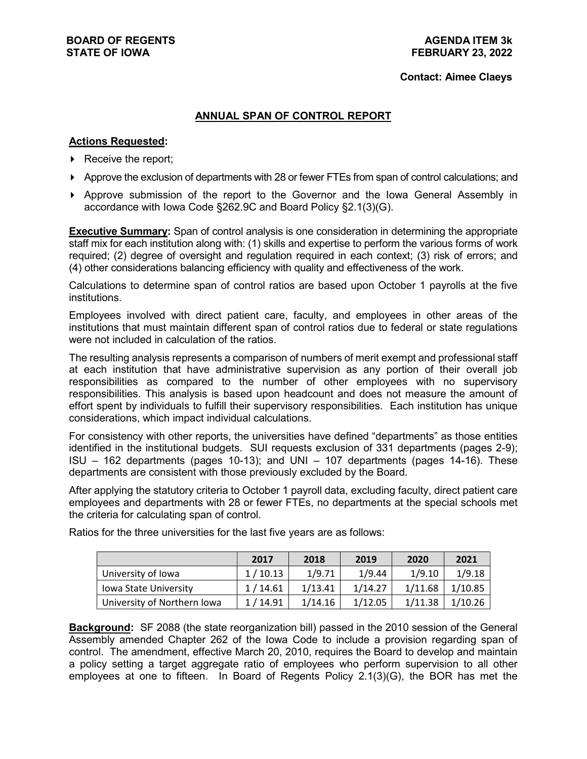**BOARD OF REGENTS**
**STATE OF IOWA**

**AGENDA ITEM 3k**
**FEBRUARY 23, 2022**

**Contact: Aimee Claeys**

## ANNUAL SPAN OF CONTROL REPORT

**Actions Requested:**

- Receive the report;
- Approve the exclusion of departments with 28 or fewer FTEs from span of control calculations; and
- Approve submission of the report to the Governor and the Iowa General Assembly in accordance with Iowa Code §262.9C and Board Policy §2.1(3)(G).

**Executive Summary:** Span of control analysis is one consideration in determining the appropriate staff mix for each institution along with: (1) skills and expertise to perform the various forms of work required; (2) degree of oversight and regulation required in each context; (3) risk of errors; and (4) other considerations balancing efficiency with quality and effectiveness of the work.

Calculations to determine span of control ratios are based upon October 1 payrolls at the five institutions.

Employees involved with direct patient care, faculty, and employees in other areas of the institutions that must maintain different span of control ratios due to federal or state regulations were not included in calculation of the ratios.

The resulting analysis represents a comparison of numbers of merit exempt and professional staff at each institution that have administrative supervision as any portion of their overall job responsibilities as compared to the number of other employees with no supervisory responsibilities. This analysis is based upon headcount and does not measure the amount of effort spent by individuals to fulfill their supervisory responsibilities. Each institution has unique considerations, which impact individual calculations.

For consistency with other reports, the universities have defined "departments" as those entities identified in the institutional budgets. SUI requests exclusion of 331 departments (pages 2-9); ISU – 162 departments (pages 10-13); and UNI – 107 departments (pages 14-16). These departments are consistent with those previously excluded by the Board.

After applying the statutory criteria to October 1 payroll data, excluding faculty, direct patient care employees and departments with 28 or fewer FTEs, no departments at the special schools met the criteria for calculating span of control.

Ratios for the three universities for the last five years are as follows:

| | 2017 | 2018 | 2019 | 2020 | 2021 |
|---|---|---|---|---|---|
| University of Iowa | 1 / 10.13 | 1/9.71 | 1/9.44 | 1/9.10 | 1/9.18 |
| Iowa State University | 1 / 14.61 | 1/13.41 | 1/14.27 | 1/11.68 | 1/10.85 |
| University of Northern Iowa | 1 / 14.91 | 1/14.16 | 1/12.05 | 1/11.38 | 1/10.26 |

**Background:** SF 2088 (the state reorganization bill) passed in the 2010 session of the General Assembly amended Chapter 262 of the Iowa Code to include a provision regarding span of control. The amendment, effective March 20, 2010, requires the Board to develop and maintain a policy setting a target aggregate ratio of employees who perform supervision to all other employees at one to fifteen. In Board of Regents Policy 2.1(3)(G), the BOR has met the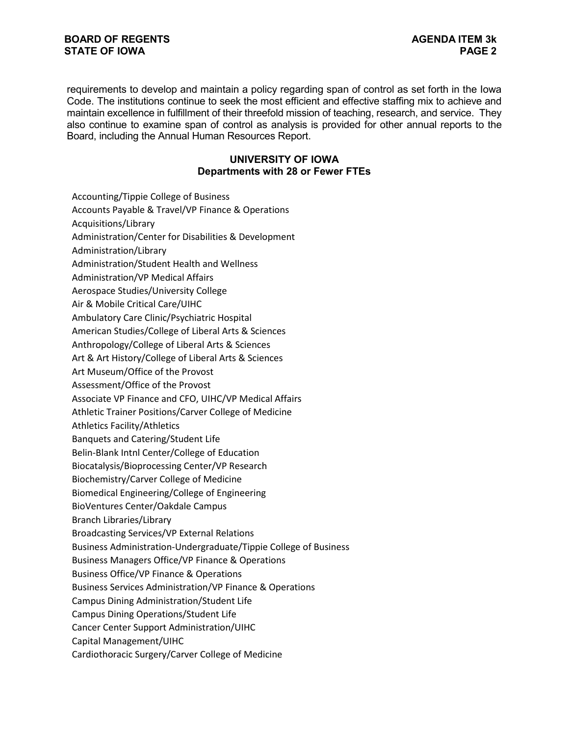requirements to develop and maintain a policy regarding span of control as set forth in the Iowa Code. The institutions continue to seek the most efficient and effective staffing mix to achieve and maintain excellence in fulfillment of their threefold mission of teaching, research, and service. They also continue to examine span of control as analysis is provided for other annual reports to the Board, including the Annual Human Resources Report.

## UNIVERSITY OF IOWA
### Departments with 28 or Fewer FTEs

Accounting/Tippie College of Business
Accounts Payable & Travel/VP Finance & Operations
Acquisitions/Library
Administration/Center for Disabilities & Development
Administration/Library
Administration/Student Health and Wellness
Administration/VP Medical Affairs
Aerospace Studies/University College
Air & Mobile Critical Care/UIHC
Ambulatory Care Clinic/Psychiatric Hospital
American Studies/College of Liberal Arts & Sciences
Anthropology/College of Liberal Arts & Sciences
Art & Art History/College of Liberal Arts & Sciences
Art Museum/Office of the Provost
Assessment/Office of the Provost
Associate VP Finance and CFO, UIHC/VP Medical Affairs
Athletic Trainer Positions/Carver College of Medicine
Athletics Facility/Athletics
Banquets and Catering/Student Life
Belin-Blank Intnl Center/College of Education
Biocatalysis/Bioprocessing Center/VP Research
Biochemistry/Carver College of Medicine
Biomedical Engineering/College of Engineering
BioVentures Center/Oakdale Campus
Branch Libraries/Library
Broadcasting Services/VP External Relations
Business Administration-Undergraduate/Tippie College of Business
Business Managers Office/VP Finance & Operations
Business Office/VP Finance & Operations
Business Services Administration/VP Finance & Operations
Campus Dining Administration/Student Life
Campus Dining Operations/Student Life
Cancer Center Support Administration/UIHC
Capital Management/UIHC
Cardiothoracic Surgery/Carver College of Medicine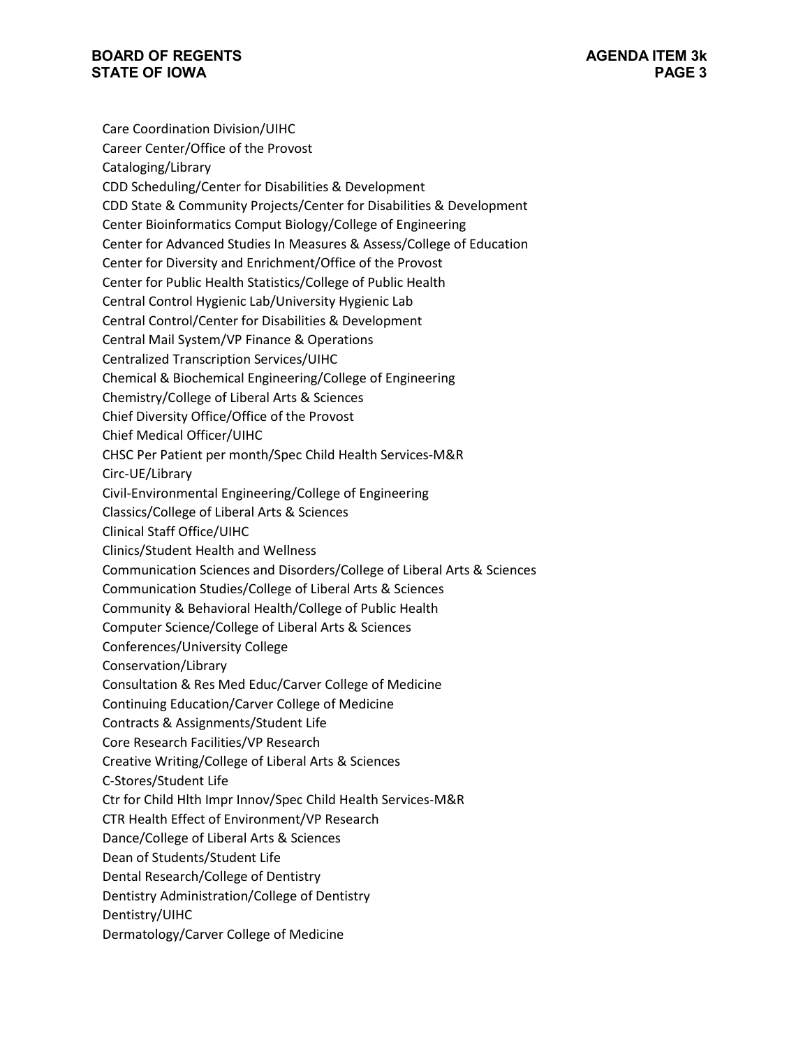Care Coordination Division/UIHC
Career Center/Office of the Provost
Cataloging/Library
CDD Scheduling/Center for Disabilities & Development
CDD State & Community Projects/Center for Disabilities & Development
Center Bioinformatics Comput Biology/College of Engineering
Center for Advanced Studies In Measures & Assess/College of Education
Center for Diversity and Enrichment/Office of the Provost
Center for Public Health Statistics/College of Public Health
Central Control Hygienic Lab/University Hygienic Lab
Central Control/Center for Disabilities & Development
Central Mail System/VP Finance & Operations
Centralized Transcription Services/UIHC
Chemical & Biochemical Engineering/College of Engineering
Chemistry/College of Liberal Arts & Sciences
Chief Diversity Office/Office of the Provost
Chief Medical Officer/UIHC
CHSC Per Patient per month/Spec Child Health Services-M&R
Circ-UE/Library
Civil-Environmental Engineering/College of Engineering
Classics/College of Liberal Arts & Sciences
Clinical Staff Office/UIHC
Clinics/Student Health and Wellness
Communication Sciences and Disorders/College of Liberal Arts & Sciences
Communication Studies/College of Liberal Arts & Sciences
Community & Behavioral Health/College of Public Health
Computer Science/College of Liberal Arts & Sciences
Conferences/University College
Conservation/Library
Consultation & Res Med Educ/Carver College of Medicine
Continuing Education/Carver College of Medicine
Contracts & Assignments/Student Life
Core Research Facilities/VP Research
Creative Writing/College of Liberal Arts & Sciences
C-Stores/Student Life
Ctr for Child Hlth Impr Innov/Spec Child Health Services-M&R
CTR Health Effect of Environment/VP Research
Dance/College of Liberal Arts & Sciences
Dean of Students/Student Life
Dental Research/College of Dentistry
Dentistry Administration/College of Dentistry
Dentistry/UIHC
Dermatology/Carver College of Medicine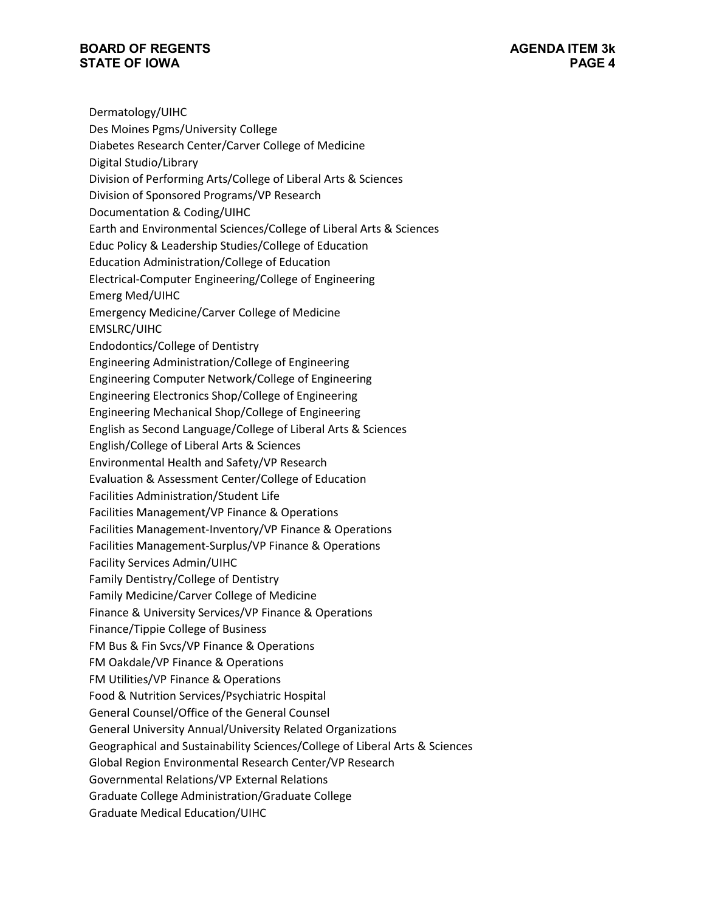Dermatology/UIHC
Des Moines Pgms/University College
Diabetes Research Center/Carver College of Medicine
Digital Studio/Library
Division of Performing Arts/College of Liberal Arts & Sciences
Division of Sponsored Programs/VP Research
Documentation & Coding/UIHC
Earth and Environmental Sciences/College of Liberal Arts & Sciences
Educ Policy & Leadership Studies/College of Education
Education Administration/College of Education
Electrical-Computer Engineering/College of Engineering
Emerg Med/UIHC
Emergency Medicine/Carver College of Medicine
EMSLRC/UIHC
Endodontics/College of Dentistry
Engineering Administration/College of Engineering
Engineering Computer Network/College of Engineering
Engineering Electronics Shop/College of Engineering
Engineering Mechanical Shop/College of Engineering
English as Second Language/College of Liberal Arts & Sciences
English/College of Liberal Arts & Sciences
Environmental Health and Safety/VP Research
Evaluation & Assessment Center/College of Education
Facilities Administration/Student Life
Facilities Management/VP Finance & Operations
Facilities Management-Inventory/VP Finance & Operations
Facilities Management-Surplus/VP Finance & Operations
Facility Services Admin/UIHC
Family Dentistry/College of Dentistry
Family Medicine/Carver College of Medicine
Finance & University Services/VP Finance & Operations
Finance/Tippie College of Business
FM Bus & Fin Svcs/VP Finance & Operations
FM Oakdale/VP Finance & Operations
FM Utilities/VP Finance & Operations
Food & Nutrition Services/Psychiatric Hospital
General Counsel/Office of the General Counsel
General University Annual/University Related Organizations
Geographical and Sustainability Sciences/College of Liberal Arts & Sciences
Global Region Environmental Research Center/VP Research
Governmental Relations/VP External Relations
Graduate College Administration/Graduate College
Graduate Medical Education/UIHC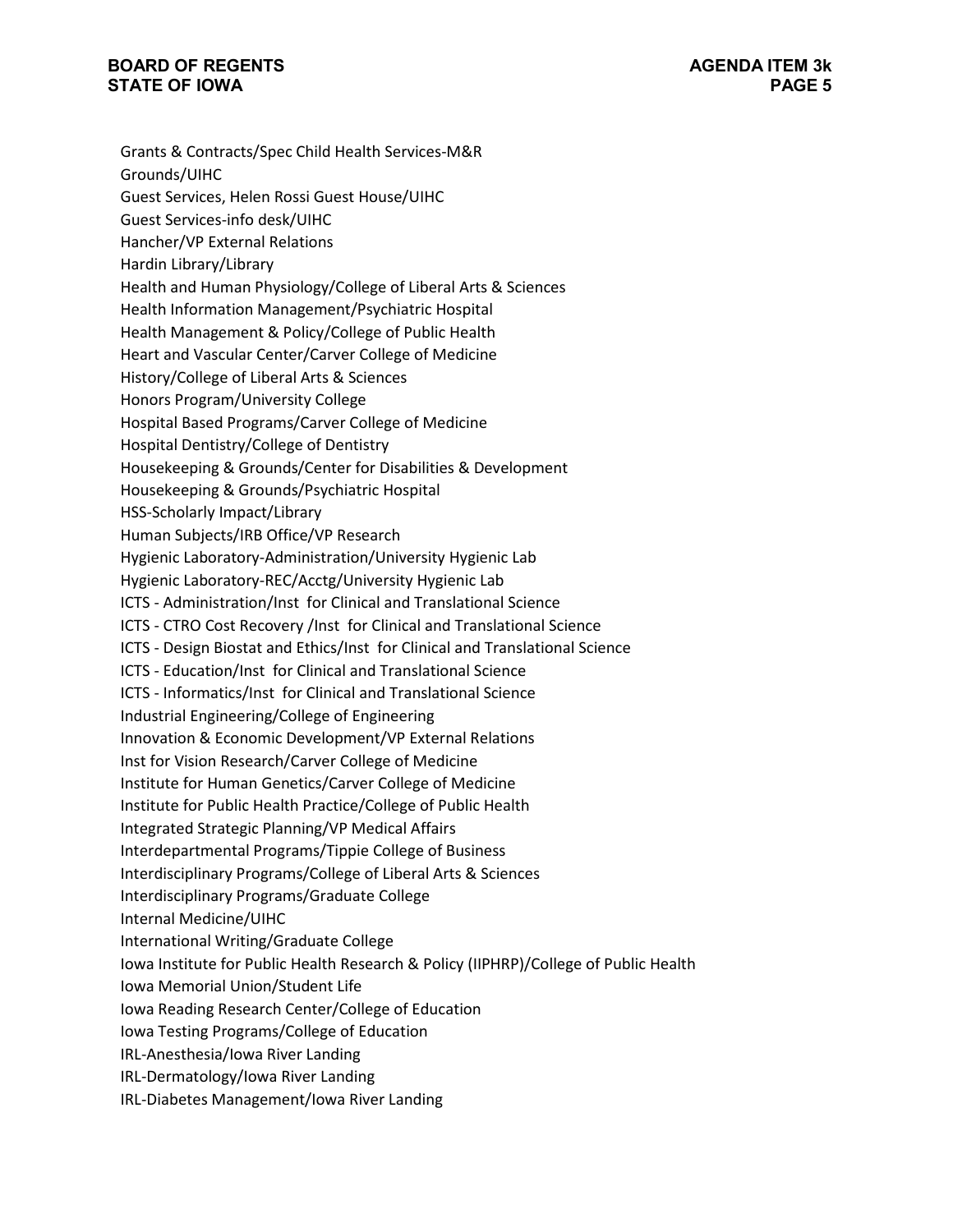Grants & Contracts/Spec Child Health Services-M&R
Grounds/UIHC
Guest Services, Helen Rossi Guest House/UIHC
Guest Services-info desk/UIHC
Hancher/VP External Relations
Hardin Library/Library
Health and Human Physiology/College of Liberal Arts & Sciences
Health Information Management/Psychiatric Hospital
Health Management & Policy/College of Public Health
Heart and Vascular Center/Carver College of Medicine
History/College of Liberal Arts & Sciences
Honors Program/University College
Hospital Based Programs/Carver College of Medicine
Hospital Dentistry/College of Dentistry
Housekeeping & Grounds/Center for Disabilities & Development
Housekeeping & Grounds/Psychiatric Hospital
HSS-Scholarly Impact/Library
Human Subjects/IRB Office/VP Research
Hygienic Laboratory-Administration/University Hygienic Lab
Hygienic Laboratory-REC/Acctg/University Hygienic Lab
ICTS - Administration/Inst for Clinical and Translational Science
ICTS - CTRO Cost Recovery /Inst for Clinical and Translational Science
ICTS - Design Biostat and Ethics/Inst for Clinical and Translational Science
ICTS - Education/Inst for Clinical and Translational Science
ICTS - Informatics/Inst for Clinical and Translational Science
Industrial Engineering/College of Engineering
Innovation & Economic Development/VP External Relations
Inst for Vision Research/Carver College of Medicine
Institute for Human Genetics/Carver College of Medicine
Institute for Public Health Practice/College of Public Health
Integrated Strategic Planning/VP Medical Affairs
Interdepartmental Programs/Tippie College of Business
Interdisciplinary Programs/College of Liberal Arts & Sciences
Interdisciplinary Programs/Graduate College
Internal Medicine/UIHC
International Writing/Graduate College
Iowa Institute for Public Health Research & Policy (IIPHRP)/College of Public Health
Iowa Memorial Union/Student Life
Iowa Reading Research Center/College of Education
Iowa Testing Programs/College of Education
IRL-Anesthesia/Iowa River Landing
IRL-Dermatology/Iowa River Landing
IRL-Diabetes Management/Iowa River Landing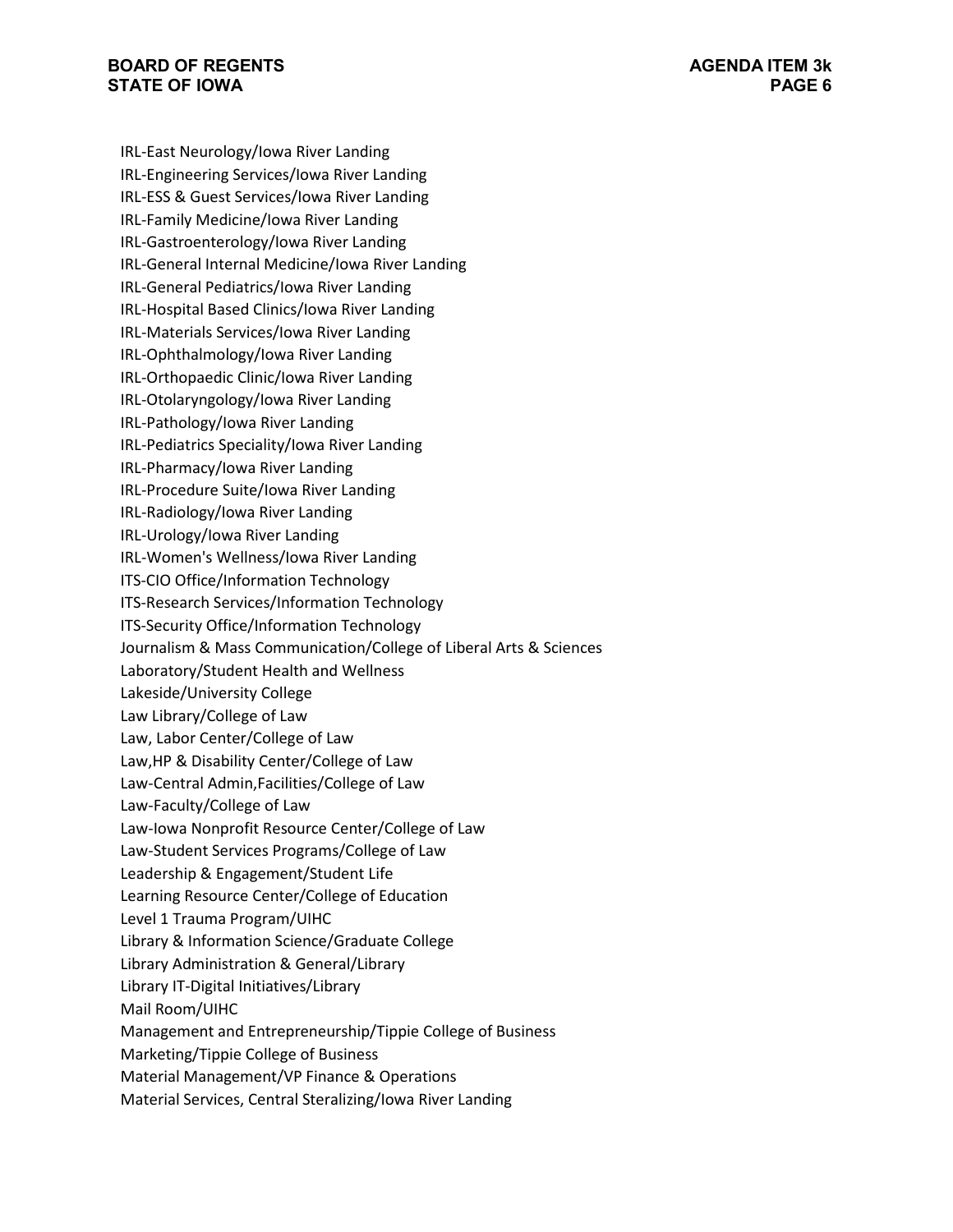IRL-East Neurology/Iowa River Landing
IRL-Engineering Services/Iowa River Landing
IRL-ESS & Guest Services/Iowa River Landing
IRL-Family Medicine/Iowa River Landing
IRL-Gastroenterology/Iowa River Landing
IRL-General Internal Medicine/Iowa River Landing
IRL-General Pediatrics/Iowa River Landing
IRL-Hospital Based Clinics/Iowa River Landing
IRL-Materials Services/Iowa River Landing
IRL-Ophthalmology/Iowa River Landing
IRL-Orthopaedic Clinic/Iowa River Landing
IRL-Otolaryngology/Iowa River Landing
IRL-Pathology/Iowa River Landing
IRL-Pediatrics Speciality/Iowa River Landing
IRL-Pharmacy/Iowa River Landing
IRL-Procedure Suite/Iowa River Landing
IRL-Radiology/Iowa River Landing
IRL-Urology/Iowa River Landing
IRL-Women's Wellness/Iowa River Landing
ITS-CIO Office/Information Technology
ITS-Research Services/Information Technology
ITS-Security Office/Information Technology
Journalism & Mass Communication/College of Liberal Arts & Sciences
Laboratory/Student Health and Wellness
Lakeside/University College
Law Library/College of Law
Law, Labor Center/College of Law
Law,HP & Disability Center/College of Law
Law-Central Admin,Facilities/College of Law
Law-Faculty/College of Law
Law-Iowa Nonprofit Resource Center/College of Law
Law-Student Services Programs/College of Law
Leadership & Engagement/Student Life
Learning Resource Center/College of Education
Level 1 Trauma Program/UIHC
Library & Information Science/Graduate College
Library Administration & General/Library
Library IT-Digital Initiatives/Library
Mail Room/UIHC
Management and Entrepreneurship/Tippie College of Business
Marketing/Tippie College of Business
Material Management/VP Finance & Operations
Material Services, Central Steralizing/Iowa River Landing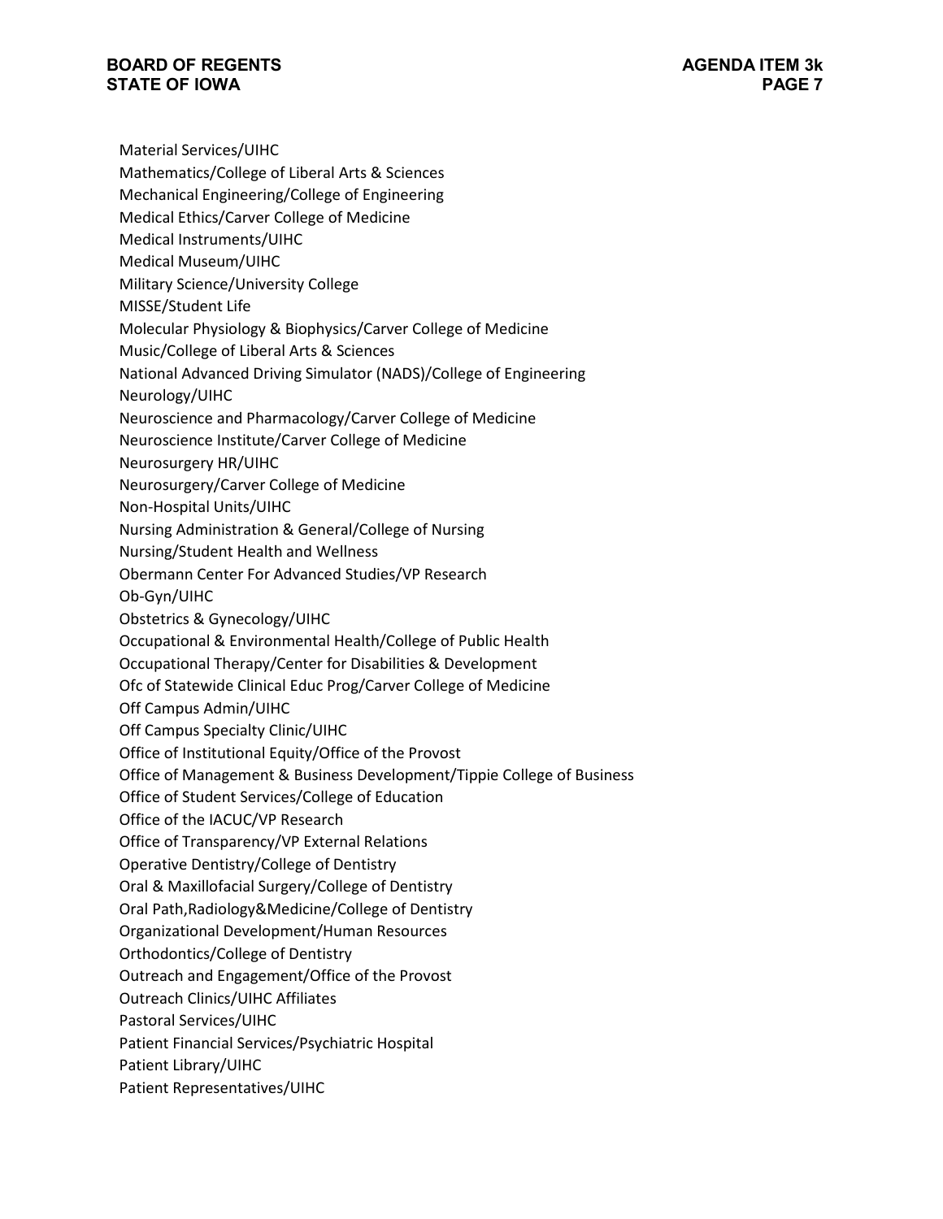Material Services/UIHC
Mathematics/College of Liberal Arts & Sciences
Mechanical Engineering/College of Engineering
Medical Ethics/Carver College of Medicine
Medical Instruments/UIHC
Medical Museum/UIHC
Military Science/University College
MISSE/Student Life
Molecular Physiology & Biophysics/Carver College of Medicine
Music/College of Liberal Arts & Sciences
National Advanced Driving Simulator (NADS)/College of Engineering
Neurology/UIHC
Neuroscience and Pharmacology/Carver College of Medicine
Neuroscience Institute/Carver College of Medicine
Neurosurgery HR/UIHC
Neurosurgery/Carver College of Medicine
Non-Hospital Units/UIHC
Nursing Administration & General/College of Nursing
Nursing/Student Health and Wellness
Obermann Center For Advanced Studies/VP Research
Ob-Gyn/UIHC
Obstetrics & Gynecology/UIHC
Occupational & Environmental Health/College of Public Health
Occupational Therapy/Center for Disabilities & Development
Ofc of Statewide Clinical Educ Prog/Carver College of Medicine
Off Campus Admin/UIHC
Off Campus Specialty Clinic/UIHC
Office of Institutional Equity/Office of the Provost
Office of Management & Business Development/Tippie College of Business
Office of Student Services/College of Education
Office of the IACUC/VP Research
Office of Transparency/VP External Relations
Operative Dentistry/College of Dentistry
Oral & Maxillofacial Surgery/College of Dentistry
Oral Path,Radiology&Medicine/College of Dentistry
Organizational Development/Human Resources
Orthodontics/College of Dentistry
Outreach and Engagement/Office of the Provost
Outreach Clinics/UIHC Affiliates
Pastoral Services/UIHC
Patient Financial Services/Psychiatric Hospital
Patient Library/UIHC
Patient Representatives/UIHC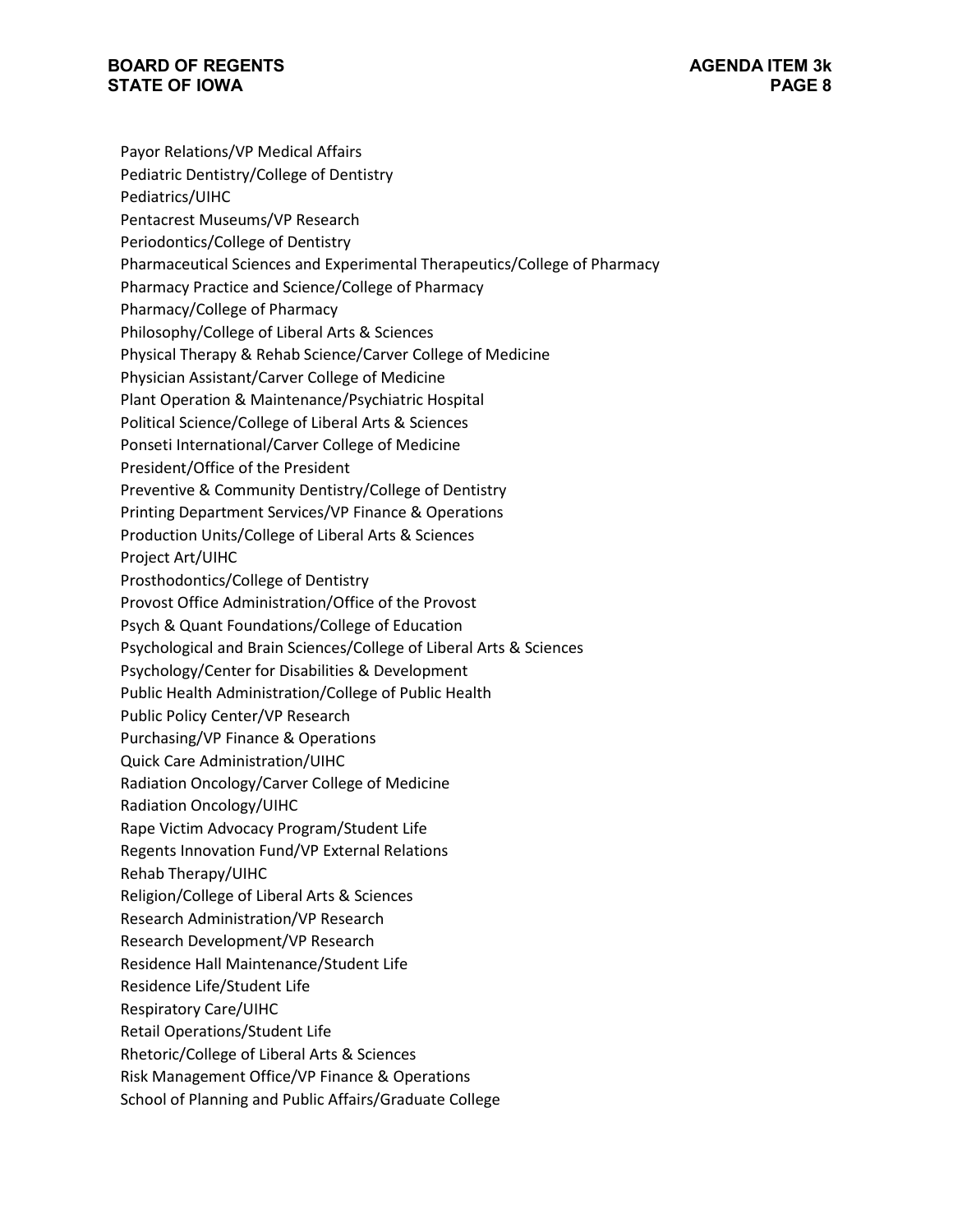Payor Relations/VP Medical Affairs
Pediatric Dentistry/College of Dentistry
Pediatrics/UIHC
Pentacrest Museums/VP Research
Periodontics/College of Dentistry
Pharmaceutical Sciences and Experimental Therapeutics/College of Pharmacy
Pharmacy Practice and Science/College of Pharmacy
Pharmacy/College of Pharmacy
Philosophy/College of Liberal Arts & Sciences
Physical Therapy & Rehab Science/Carver College of Medicine
Physician Assistant/Carver College of Medicine
Plant Operation & Maintenance/Psychiatric Hospital
Political Science/College of Liberal Arts & Sciences
Ponseti International/Carver College of Medicine
President/Office of the President
Preventive & Community Dentistry/College of Dentistry
Printing Department Services/VP Finance & Operations
Production Units/College of Liberal Arts & Sciences
Project Art/UIHC
Prosthodontics/College of Dentistry
Provost Office Administration/Office of the Provost
Psych & Quant Foundations/College of Education
Psychological and Brain Sciences/College of Liberal Arts & Sciences
Psychology/Center for Disabilities & Development
Public Health Administration/College of Public Health
Public Policy Center/VP Research
Purchasing/VP Finance & Operations
Quick Care Administration/UIHC
Radiation Oncology/Carver College of Medicine
Radiation Oncology/UIHC
Rape Victim Advocacy Program/Student Life
Regents Innovation Fund/VP External Relations
Rehab Therapy/UIHC
Religion/College of Liberal Arts & Sciences
Research Administration/VP Research
Research Development/VP Research
Residence Hall Maintenance/Student Life
Residence Life/Student Life
Respiratory Care/UIHC
Retail Operations/Student Life
Rhetoric/College of Liberal Arts & Sciences
Risk Management Office/VP Finance & Operations
School of Planning and Public Affairs/Graduate College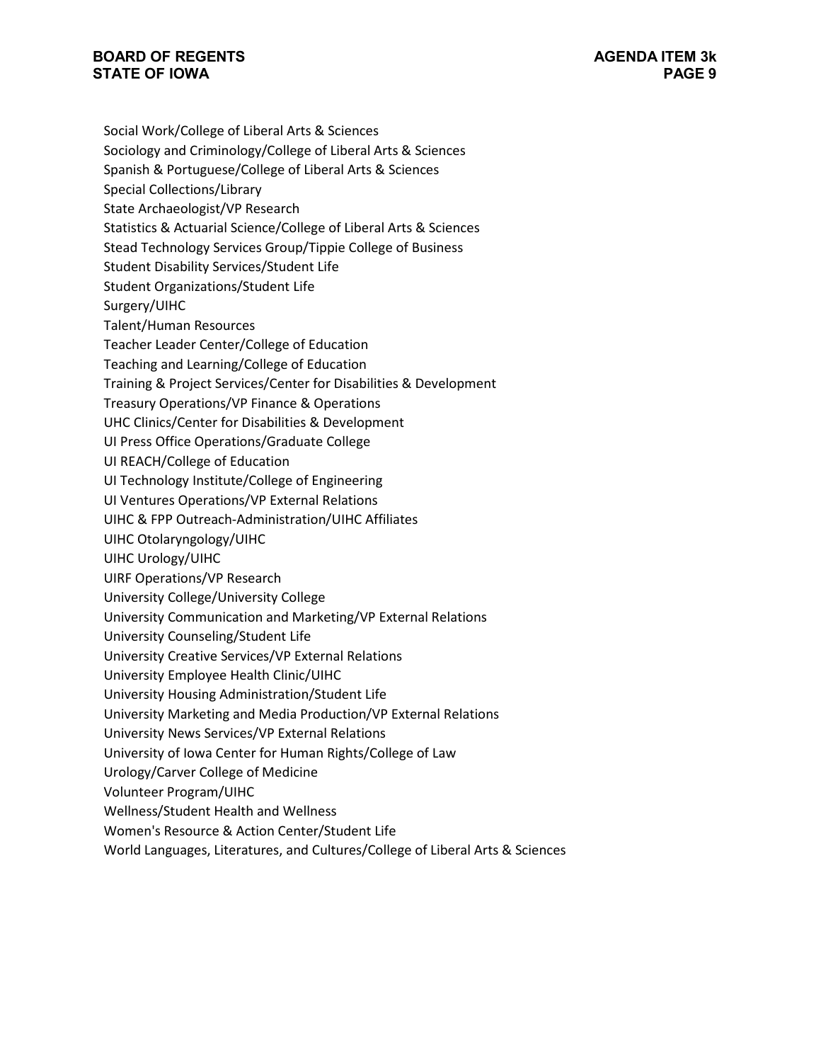Social Work/College of Liberal Arts & Sciences
Sociology and Criminology/College of Liberal Arts & Sciences
Spanish & Portuguese/College of Liberal Arts & Sciences
Special Collections/Library
State Archaeologist/VP Research
Statistics & Actuarial Science/College of Liberal Arts & Sciences
Stead Technology Services Group/Tippie College of Business
Student Disability Services/Student Life
Student Organizations/Student Life
Surgery/UIHC
Talent/Human Resources
Teacher Leader Center/College of Education
Teaching and Learning/College of Education
Training & Project Services/Center for Disabilities & Development
Treasury Operations/VP Finance & Operations
UHC Clinics/Center for Disabilities & Development
UI Press Office Operations/Graduate College
UI REACH/College of Education
UI Technology Institute/College of Engineering
UI Ventures Operations/VP External Relations
UIHC & FPP Outreach-Administration/UIHC Affiliates
UIHC Otolaryngology/UIHC
UIHC Urology/UIHC
UIRF Operations/VP Research
University College/University College
University Communication and Marketing/VP External Relations
University Counseling/Student Life
University Creative Services/VP External Relations
University Employee Health Clinic/UIHC
University Housing Administration/Student Life
University Marketing and Media Production/VP External Relations
University News Services/VP External Relations
University of Iowa Center for Human Rights/College of Law
Urology/Carver College of Medicine
Volunteer Program/UIHC
Wellness/Student Health and Wellness
Women's Resource & Action Center/Student Life
World Languages, Literatures, and Cultures/College of Liberal Arts & Sciences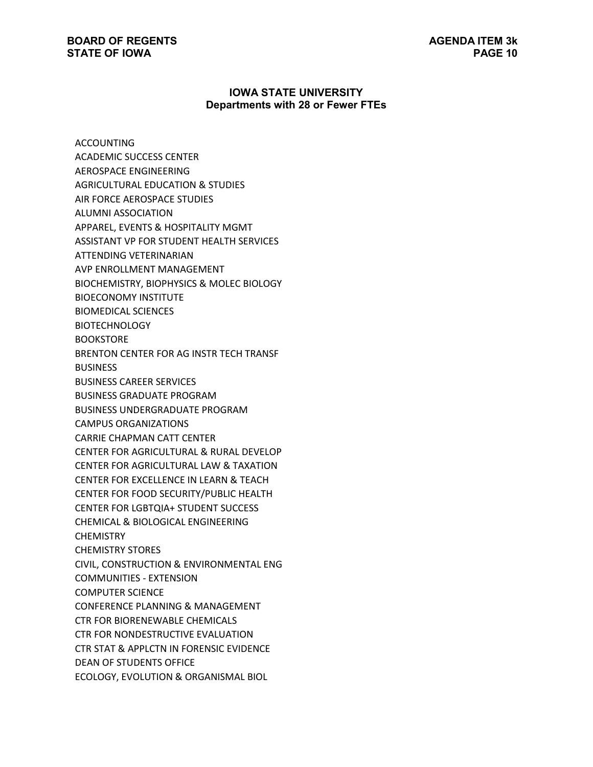## IOWA STATE UNIVERSITY
### Departments with 28 or Fewer FTEs

ACCOUNTING
ACADEMIC SUCCESS CENTER
AEROSPACE ENGINEERING
AGRICULTURAL EDUCATION & STUDIES
AIR FORCE AEROSPACE STUDIES
ALUMNI ASSOCIATION
APPAREL, EVENTS & HOSPITALITY MGMT
ASSISTANT VP FOR STUDENT HEALTH SERVICES
ATTENDING VETERINARIAN
AVP ENROLLMENT MANAGEMENT
BIOCHEMISTRY, BIOPHYSICS & MOLEC BIOLOGY
BIOECONOMY INSTITUTE
BIOMEDICAL SCIENCES
BIOTECHNOLOGY
BOOKSTORE
BRENTON CENTER FOR AG INSTR TECH TRANSF
BUSINESS
BUSINESS CAREER SERVICES
BUSINESS GRADUATE PROGRAM
BUSINESS UNDERGRADUATE PROGRAM
CAMPUS ORGANIZATIONS
CARRIE CHAPMAN CATT CENTER
CENTER FOR AGRICULTURAL & RURAL DEVELOP
CENTER FOR AGRICULTURAL LAW & TAXATION
CENTER FOR EXCELLENCE IN LEARN & TEACH
CENTER FOR FOOD SECURITY/PUBLIC HEALTH
CENTER FOR LGBTQIA+ STUDENT SUCCESS
CHEMICAL & BIOLOGICAL ENGINEERING
CHEMISTRY
CHEMISTRY STORES
CIVIL, CONSTRUCTION & ENVIRONMENTAL ENG
COMMUNITIES - EXTENSION
COMPUTER SCIENCE
CONFERENCE PLANNING & MANAGEMENT
CTR FOR BIORENEWABLE CHEMICALS
CTR FOR NONDESTRUCTIVE EVALUATION
CTR STAT & APPLCTN IN FORENSIC EVIDENCE
DEAN OF STUDENTS OFFICE
ECOLOGY, EVOLUTION & ORGANISMAL BIOL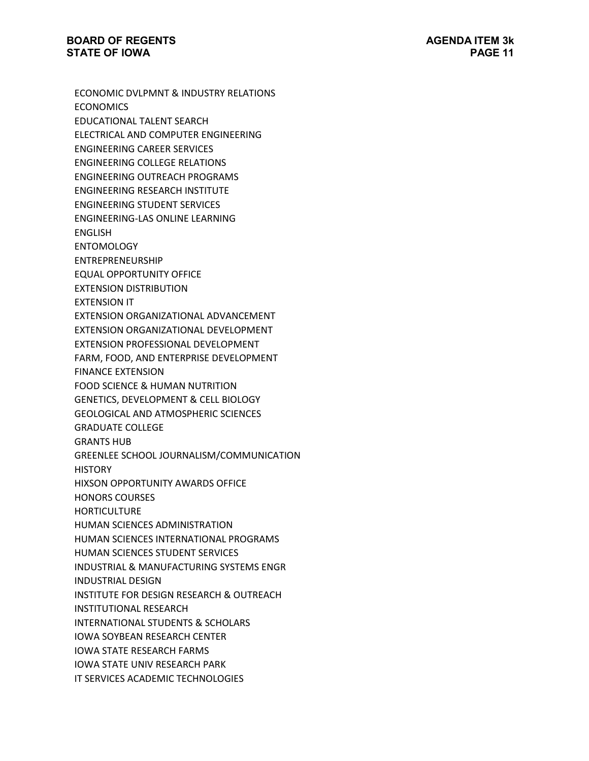ECONOMIC DVLPMNT & INDUSTRY RELATIONS
ECONOMICS
EDUCATIONAL TALENT SEARCH
ELECTRICAL AND COMPUTER ENGINEERING
ENGINEERING CAREER SERVICES
ENGINEERING COLLEGE RELATIONS
ENGINEERING OUTREACH PROGRAMS
ENGINEERING RESEARCH INSTITUTE
ENGINEERING STUDENT SERVICES
ENGINEERING-LAS ONLINE LEARNING
ENGLISH
ENTOMOLOGY
ENTREPRENEURSHIP
EQUAL OPPORTUNITY OFFICE
EXTENSION DISTRIBUTION
EXTENSION IT
EXTENSION ORGANIZATIONAL ADVANCEMENT
EXTENSION ORGANIZATIONAL DEVELOPMENT
EXTENSION PROFESSIONAL DEVELOPMENT
FARM, FOOD, AND ENTERPRISE DEVELOPMENT
FINANCE EXTENSION
FOOD SCIENCE & HUMAN NUTRITION
GENETICS, DEVELOPMENT & CELL BIOLOGY
GEOLOGICAL AND ATMOSPHERIC SCIENCES
GRADUATE COLLEGE
GRANTS HUB
GREENLEE SCHOOL JOURNALISM/COMMUNICATION
HISTORY
HIXSON OPPORTUNITY AWARDS OFFICE
HONORS COURSES
HORTICULTURE
HUMAN SCIENCES ADMINISTRATION
HUMAN SCIENCES INTERNATIONAL PROGRAMS
HUMAN SCIENCES STUDENT SERVICES
INDUSTRIAL & MANUFACTURING SYSTEMS ENGR
INDUSTRIAL DESIGN
INSTITUTE FOR DESIGN RESEARCH & OUTREACH
INSTITUTIONAL RESEARCH
INTERNATIONAL STUDENTS & SCHOLARS
IOWA SOYBEAN RESEARCH CENTER
IOWA STATE RESEARCH FARMS
IOWA STATE UNIV RESEARCH PARK
IT SERVICES ACADEMIC TECHNOLOGIES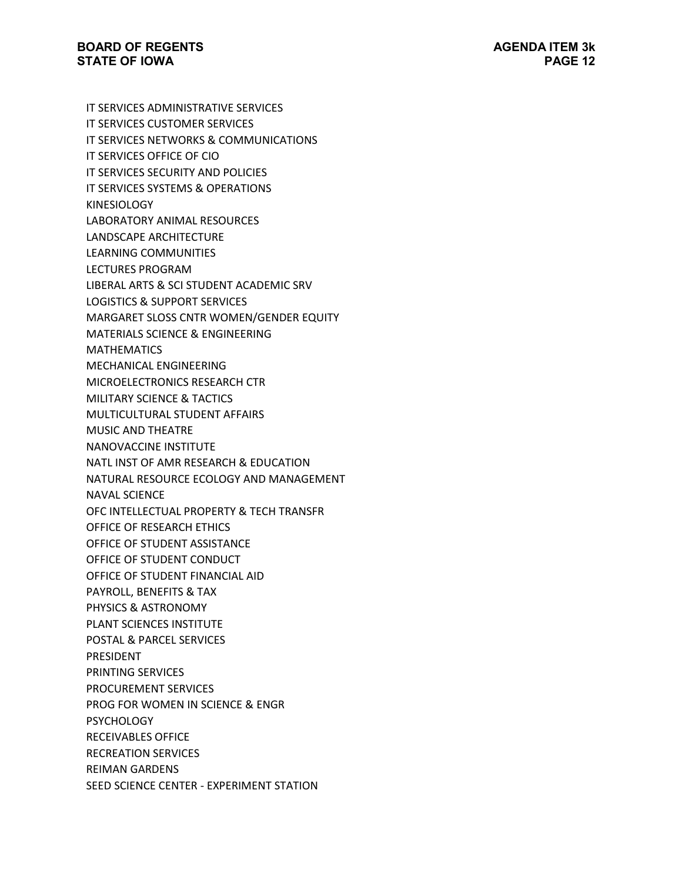IT SERVICES ADMINISTRATIVE SERVICES
IT SERVICES CUSTOMER SERVICES
IT SERVICES NETWORKS & COMMUNICATIONS
IT SERVICES OFFICE OF CIO
IT SERVICES SECURITY AND POLICIES
IT SERVICES SYSTEMS & OPERATIONS
KINESIOLOGY
LABORATORY ANIMAL RESOURCES
LANDSCAPE ARCHITECTURE
LEARNING COMMUNITIES
LECTURES PROGRAM
LIBERAL ARTS & SCI STUDENT ACADEMIC SRV
LOGISTICS & SUPPORT SERVICES
MARGARET SLOSS CNTR WOMEN/GENDER EQUITY
MATERIALS SCIENCE & ENGINEERING
MATHEMATICS
MECHANICAL ENGINEERING
MICROELECTRONICS RESEARCH CTR
MILITARY SCIENCE & TACTICS
MULTICULTURAL STUDENT AFFAIRS
MUSIC AND THEATRE
NANOVACCINE INSTITUTE
NATL INST OF AMR RESEARCH & EDUCATION
NATURAL RESOURCE ECOLOGY AND MANAGEMENT
NAVAL SCIENCE
OFC INTELLECTUAL PROPERTY & TECH TRANSFR
OFFICE OF RESEARCH ETHICS
OFFICE OF STUDENT ASSISTANCE
OFFICE OF STUDENT CONDUCT
OFFICE OF STUDENT FINANCIAL AID
PAYROLL, BENEFITS & TAX
PHYSICS & ASTRONOMY
PLANT SCIENCES INSTITUTE
POSTAL & PARCEL SERVICES
PRESIDENT
PRINTING SERVICES
PROCUREMENT SERVICES
PROG FOR WOMEN IN SCIENCE & ENGR
PSYCHOLOGY
RECEIVABLES OFFICE
RECREATION SERVICES
REIMAN GARDENS
SEED SCIENCE CENTER - EXPERIMENT STATION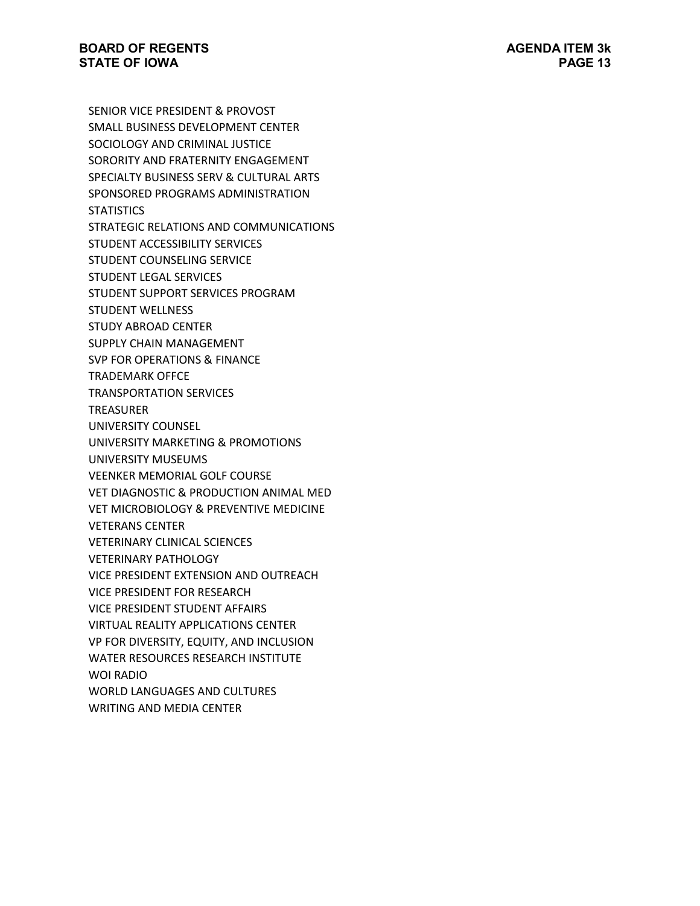SENIOR VICE PRESIDENT & PROVOST
SMALL BUSINESS DEVELOPMENT CENTER
SOCIOLOGY AND CRIMINAL JUSTICE
SORORITY AND FRATERNITY ENGAGEMENT
SPECIALTY BUSINESS SERV & CULTURAL ARTS
SPONSORED PROGRAMS ADMINISTRATION
STATISTICS
STRATEGIC RELATIONS AND COMMUNICATIONS
STUDENT ACCESSIBILITY SERVICES
STUDENT COUNSELING SERVICE
STUDENT LEGAL SERVICES
STUDENT SUPPORT SERVICES PROGRAM
STUDENT WELLNESS
STUDY ABROAD CENTER
SUPPLY CHAIN MANAGEMENT
SVP FOR OPERATIONS & FINANCE
TRADEMARK OFFCE
TRANSPORTATION SERVICES
TREASURER
UNIVERSITY COUNSEL
UNIVERSITY MARKETING & PROMOTIONS
UNIVERSITY MUSEUMS
VEENKER MEMORIAL GOLF COURSE
VET DIAGNOSTIC & PRODUCTION ANIMAL MED
VET MICROBIOLOGY & PREVENTIVE MEDICINE
VETERANS CENTER
VETERINARY CLINICAL SCIENCES
VETERINARY PATHOLOGY
VICE PRESIDENT EXTENSION AND OUTREACH
VICE PRESIDENT FOR RESEARCH
VICE PRESIDENT STUDENT AFFAIRS
VIRTUAL REALITY APPLICATIONS CENTER
VP FOR DIVERSITY, EQUITY, AND INCLUSION
WATER RESOURCES RESEARCH INSTITUTE
WOI RADIO
WORLD LANGUAGES AND CULTURES
WRITING AND MEDIA CENTER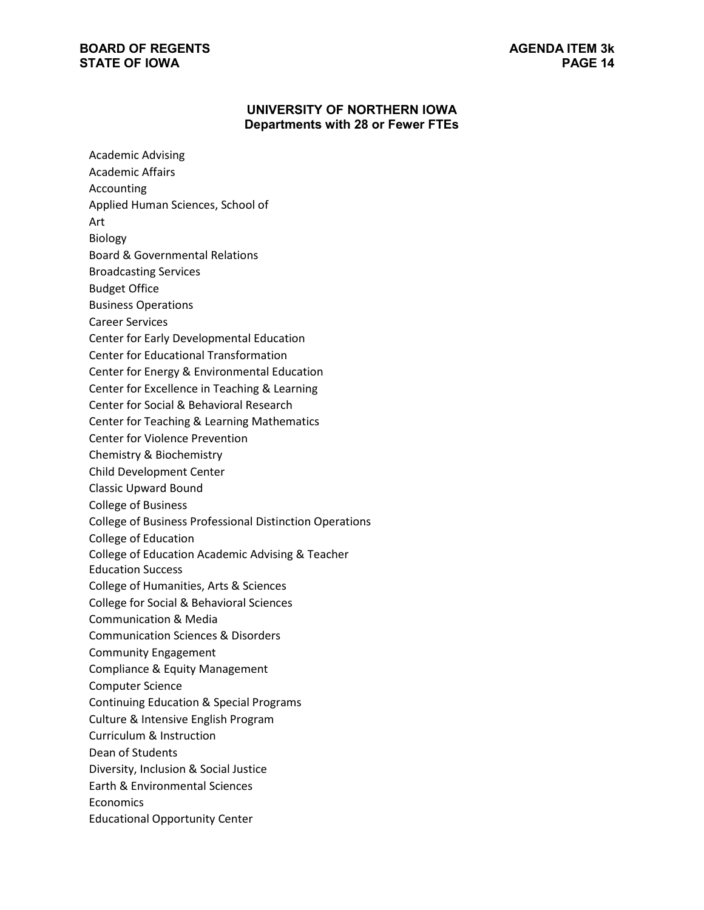## UNIVERSITY OF NORTHERN IOWA
### Departments with 28 or Fewer FTEs

Academic Advising
Academic Affairs
Accounting
Applied Human Sciences, School of
Art
Biology
Board & Governmental Relations
Broadcasting Services
Budget Office
Business Operations
Career Services
Center for Early Developmental Education
Center for Educational Transformation
Center for Energy & Environmental Education
Center for Excellence in Teaching & Learning
Center for Social & Behavioral Research
Center for Teaching & Learning Mathematics
Center for Violence Prevention
Chemistry & Biochemistry
Child Development Center
Classic Upward Bound
College of Business
College of Business Professional Distinction Operations
College of Education
College of Education Academic Advising & Teacher Education Success
College of Humanities, Arts & Sciences
College for Social & Behavioral Sciences
Communication & Media
Communication Sciences & Disorders
Community Engagement
Compliance & Equity Management
Computer Science
Continuing Education & Special Programs
Culture & Intensive English Program
Curriculum & Instruction
Dean of Students
Diversity, Inclusion & Social Justice
Earth & Environmental Sciences
Economics
Educational Opportunity Center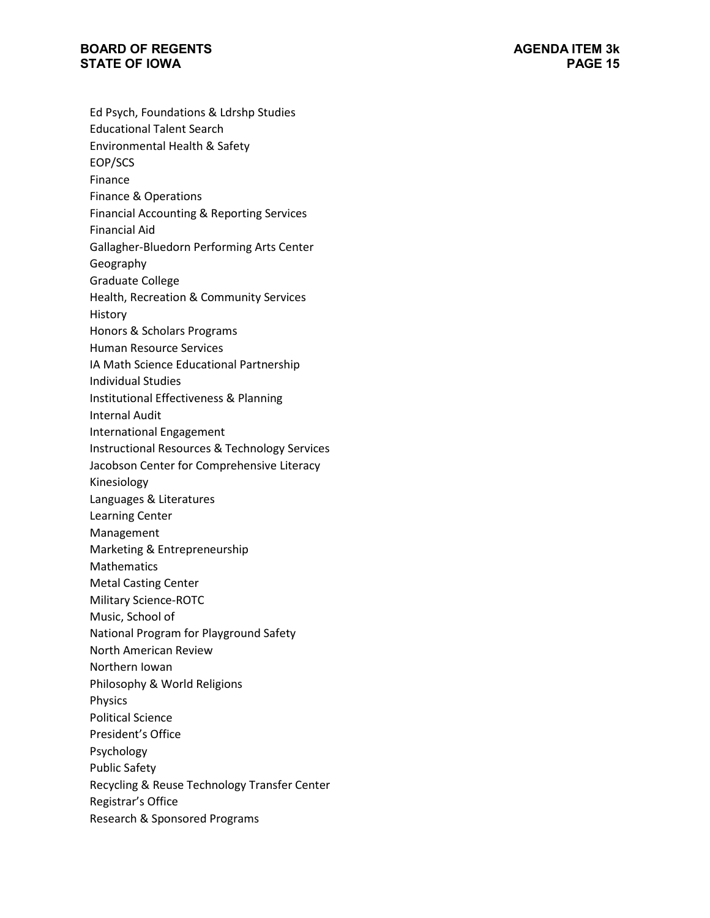Ed Psych, Foundations & Ldrshp Studies
Educational Talent Search
Environmental Health & Safety
EOP/SCS
Finance
Finance & Operations
Financial Accounting & Reporting Services
Financial Aid
Gallagher-Bluedorn Performing Arts Center
Geography
Graduate College
Health, Recreation & Community Services
History
Honors & Scholars Programs
Human Resource Services
IA Math Science Educational Partnership
Individual Studies
Institutional Effectiveness & Planning
Internal Audit
International Engagement
Instructional Resources & Technology Services
Jacobson Center for Comprehensive Literacy
Kinesiology
Languages & Literatures
Learning Center
Management
Marketing & Entrepreneurship
Mathematics
Metal Casting Center
Military Science-ROTC
Music, School of
National Program for Playground Safety
North American Review
Northern Iowan
Philosophy & World Religions
Physics
Political Science
President's Office
Psychology
Public Safety
Recycling & Reuse Technology Transfer Center
Registrar's Office
Research & Sponsored Programs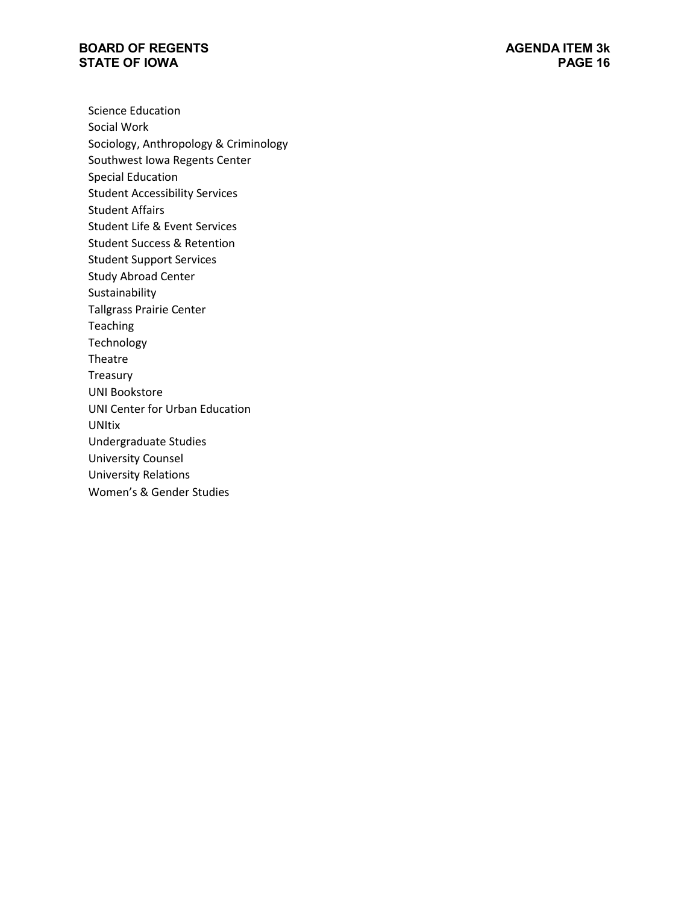Science Education
Social Work
Sociology, Anthropology & Criminology
Southwest Iowa Regents Center
Special Education
Student Accessibility Services
Student Affairs
Student Life & Event Services
Student Success & Retention
Student Support Services
Study Abroad Center
Sustainability
Tallgrass Prairie Center
Teaching
Technology
Theatre
Treasury
UNI Bookstore
UNI Center for Urban Education
UNItix
Undergraduate Studies
University Counsel
University Relations
Women's & Gender Studies